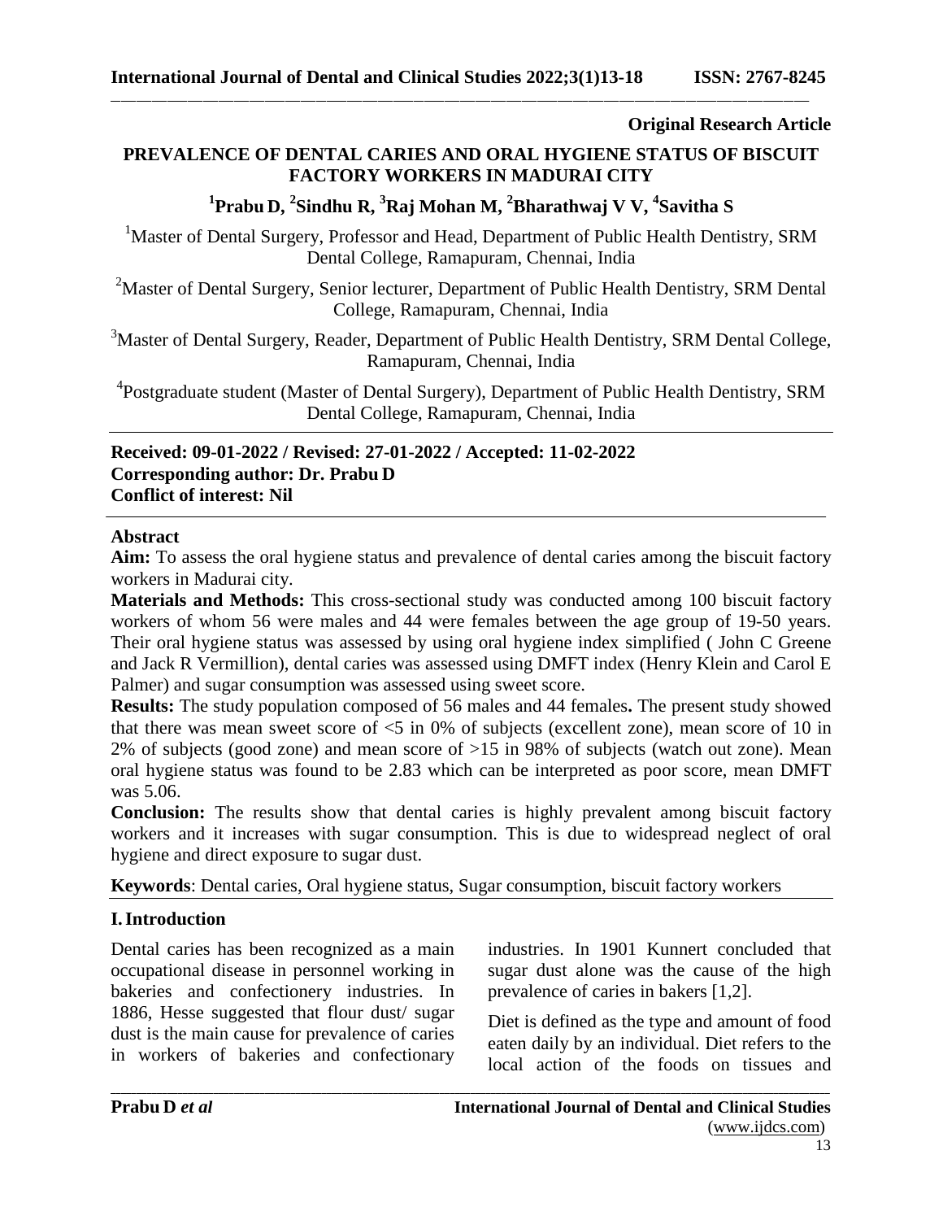**Original Research Article**

# PREVALENCE OF DENTAL CARIES AND ORAL HYGIENE STATUS OF BISCUIT FACTORY WORKERS IN MADURAI CITY

**[1]Prabu D, [2]Sindhu R, [3]Raj Mohan M, [2]Bharathwaj V V, [4]Savitha S**

[1]Master of Dental Surgery, Professor and Head, Department of Public Health Dentistry, SRM Dental College, Ramapuram, Chennai, India

[2]Master of Dental Surgery, Senior lecturer, Department of Public Health Dentistry, SRM Dental College, Ramapuram, Chennai, India

[3]Master of Dental Surgery, Reader, Department of Public Health Dentistry, SRM Dental College, Ramapuram, Chennai, India

[4]Postgraduate student (Master of Dental Surgery), Department of Public Health Dentistry, SRM Dental College, Ramapuram, Chennai, India

**Received: 09-01-2022 / Revised: 27-01-2022 / Accepted: 11-02-2022**
**Corresponding author: Dr. Prabu D**
**Conflict of interest: Nil**

## Abstract

**Aim:** To assess the oral hygiene status and prevalence of dental caries among the biscuit factory workers in Madurai city.

**Materials and Methods:** This cross-sectional study was conducted among 100 biscuit factory workers of whom 56 were males and 44 were females between the age group of 19-50 years. Their oral hygiene status was assessed by using oral hygiene index simplified ( John C Greene and Jack R Vermillion), dental caries was assessed using DMFT index (Henry Klein and Carol E Palmer) and sugar consumption was assessed using sweet score.

**Results:** The study population composed of 56 males and 44 females**.** The present study showed that there was mean sweet score of <5 in 0% of subjects (excellent zone), mean score of 10 in 2% of subjects (good zone) and mean score of >15 in 98% of subjects (watch out zone). Mean oral hygiene status was found to be 2.83 which can be interpreted as poor score, mean DMFT was 5.06.

**Conclusion:** The results show that dental caries is highly prevalent among biscuit factory workers and it increases with sugar consumption. This is due to widespread neglect of oral hygiene and direct exposure to sugar dust.

**Keywords**: Dental caries, Oral hygiene status, Sugar consumption, biscuit factory workers

## I. Introduction

Dental caries has been recognized as a main occupational disease in personnel working in bakeries and confectionery industries. In 1886, Hesse suggested that flour dust/ sugar dust is the main cause for prevalence of caries in workers of bakeries and confectionary industries. In 1901 Kunnert concluded that sugar dust alone was the cause of the high prevalence of caries in bakers [1,2].

Diet is defined as the type and amount of food eaten daily by an individual. Diet refers to the local action of the foods on tissues and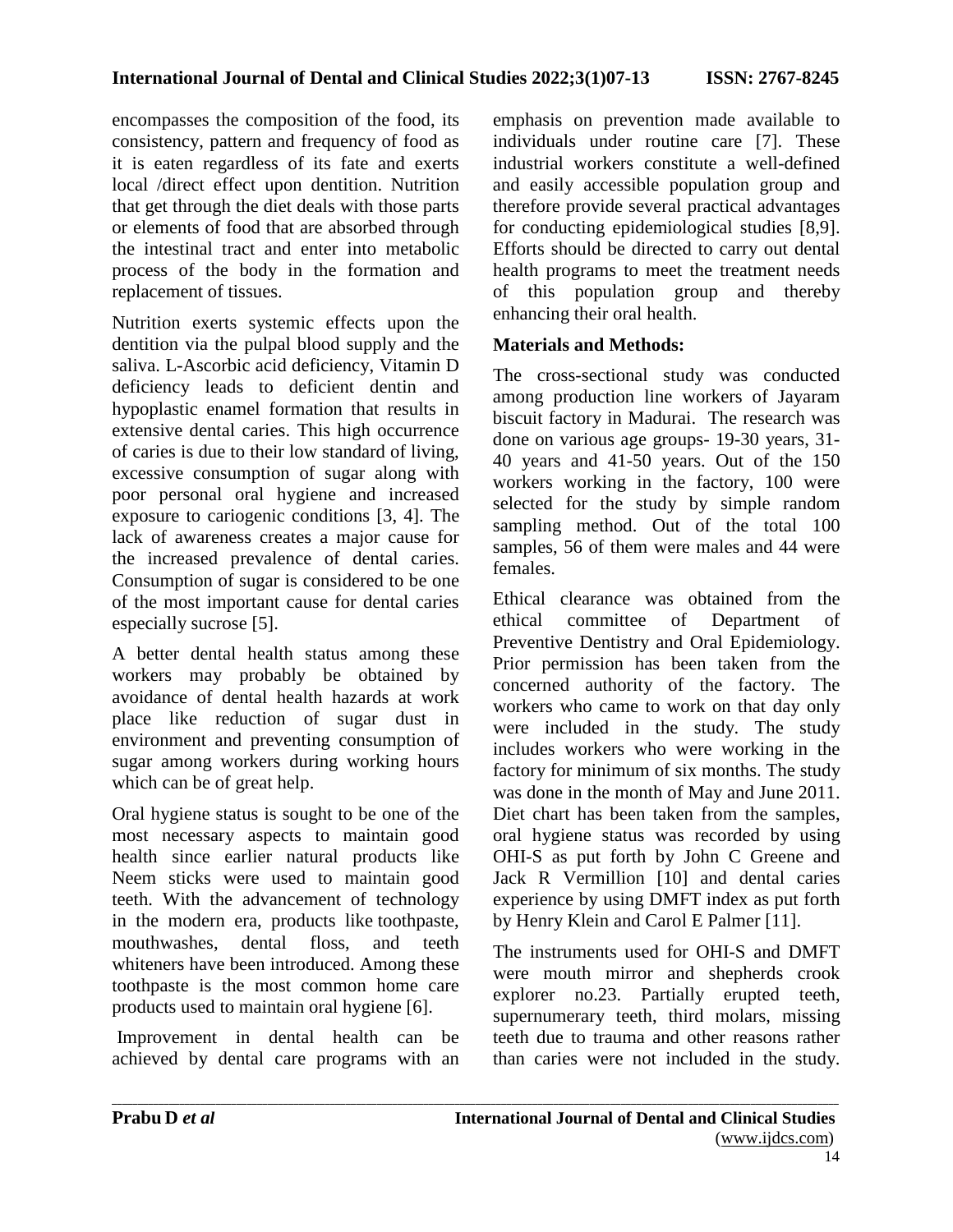encompasses the composition of the food, its consistency, pattern and frequency of food as it is eaten regardless of its fate and exerts local /direct effect upon dentition. Nutrition that get through the diet deals with those parts or elements of food that are absorbed through the intestinal tract and enter into metabolic process of the body in the formation and replacement of tissues.

Nutrition exerts systemic effects upon the dentition via the pulpal blood supply and the saliva. L-Ascorbic acid deficiency, Vitamin D deficiency leads to deficient dentin and hypoplastic enamel formation that results in extensive dental caries. This high occurrence of caries is due to their low standard of living, excessive consumption of sugar along with poor personal oral hygiene and increased exposure to cariogenic conditions [3, 4]. The lack of awareness creates a major cause for the increased prevalence of dental caries. Consumption of sugar is considered to be one of the most important cause for dental caries especially sucrose [5].

A better dental health status among these workers may probably be obtained by avoidance of dental health hazards at work place like reduction of sugar dust in environment and preventing consumption of sugar among workers during working hours which can be of great help.

Oral hygiene status is sought to be one of the most necessary aspects to maintain good health since earlier natural products like Neem sticks were used to maintain good teeth. With the advancement of technology in the modern era, products like toothpaste, mouthwashes, dental floss, and teeth whiteners have been introduced. Among these toothpaste is the most common home care products used to maintain oral hygiene [6].

Improvement in dental health can be achieved by dental care programs with an emphasis on prevention made available to individuals under routine care [7]. These industrial workers constitute a well-defined and easily accessible population group and therefore provide several practical advantages for conducting epidemiological studies [8,9]. Efforts should be directed to carry out dental health programs to meet the treatment needs of this population group and thereby enhancing their oral health.

## Materials and Methods:

The cross-sectional study was conducted among production line workers of Jayaram biscuit factory in Madurai. The research was done on various age groups- 19-30 years, 31-40 years and 41-50 years. Out of the 150 workers working in the factory, 100 were selected for the study by simple random sampling method. Out of the total 100 samples, 56 of them were males and 44 were females.

Ethical clearance was obtained from the ethical committee of Department of Preventive Dentistry and Oral Epidemiology. Prior permission has been taken from the concerned authority of the factory. The workers who came to work on that day only were included in the study. The study includes workers who were working in the factory for minimum of six months. The study was done in the month of May and June 2011. Diet chart has been taken from the samples, oral hygiene status was recorded by using OHI-S as put forth by John C Greene and Jack R Vermillion [10] and dental caries experience by using DMFT index as put forth by Henry Klein and Carol E Palmer [11].

The instruments used for OHI-S and DMFT were mouth mirror and shepherds crook explorer no.23. Partially erupted teeth, supernumerary teeth, third molars, missing teeth due to trauma and other reasons rather than caries were not included in the study.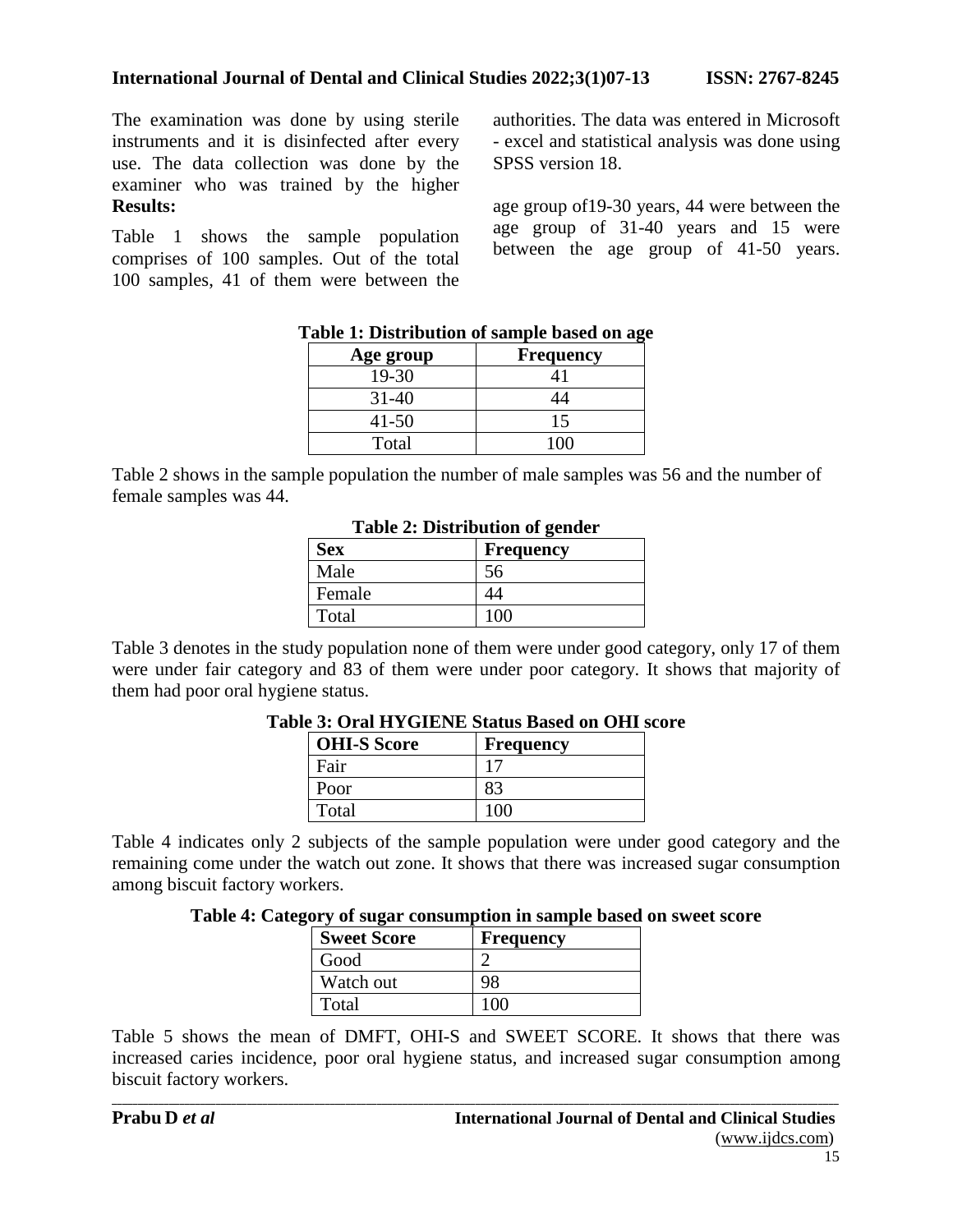The examination was done by using sterile instruments and it is disinfected after every use. The data collection was done by the examiner who was trained by the higher authorities. The data was entered in Microsoft - excel and statistical analysis was done using SPSS version 18.

**Results:**

Table 1 shows the sample population comprises of 100 samples. Out of the total 100 samples, 41 of them were between the age group of19-30 years, 44 were between the age group of 31-40 years and 15 were between the age group of 41-50 years.

**Table 1: Distribution of sample based on age**

| Age group | Frequency |
|---|---|
| 19-30 | 41 |
| 31-40 | 44 |
| 41-50 | 15 |
| Total | 100 |

Table 2 shows in the sample population the number of male samples was 56 and the number of female samples was 44.

**Table 2: Distribution of gender**

| Sex | Frequency |
|---|---|
| Male | 56 |
| Female | 44 |
| Total | 100 |

Table 3 denotes in the study population none of them were under good category, only 17 of them were under fair category and 83 of them were under poor category. It shows that majority of them had poor oral hygiene status.

**Table 3: Oral HYGIENE Status Based on OHI score**

| OHI-S Score | Frequency |
|---|---|
| Fair | 17 |
| Poor | 83 |
| Total | 100 |

Table 4 indicates only 2 subjects of the sample population were under good category and the remaining come under the watch out zone. It shows that there was increased sugar consumption among biscuit factory workers.

**Table 4: Category of sugar consumption in sample based on sweet score**

| Sweet Score | Frequency |
|---|---|
| Good | 2 |
| Watch out | 98 |
| Total | 100 |

Table 5 shows the mean of DMFT, OHI-S and SWEET SCORE. It shows that there was increased caries incidence, poor oral hygiene status, and increased sugar consumption among biscuit factory workers.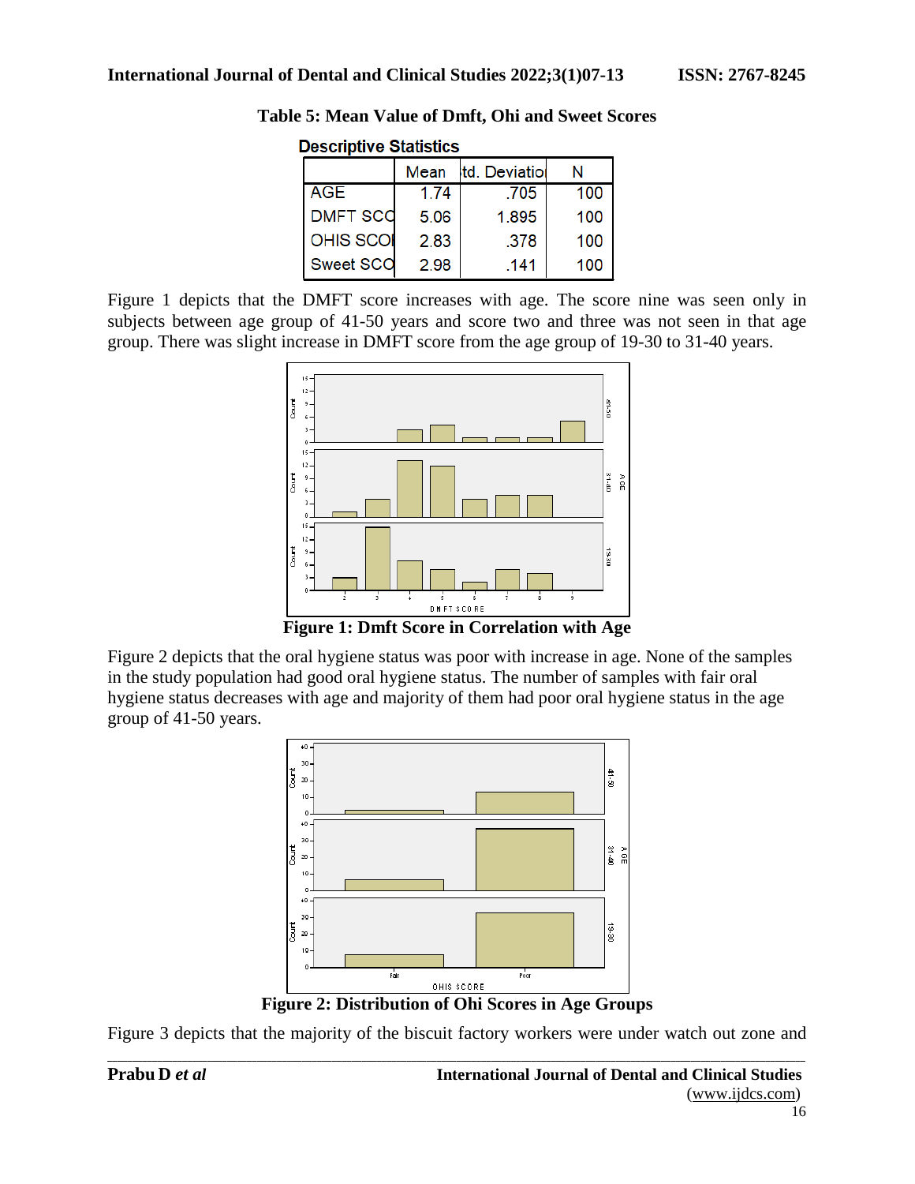**Table 5: Mean Value of Dmft, Ohi and Sweet Scores**

**Descriptive Statistics**

| | Mean | Std. Deviation | N |
|---|---|---|---|
| AGE | 1.74 | .705 | 100 |
| DMFT SCO | 5.06 | 1.895 | 100 |
| OHIS SCOI | 2.83 | .378 | 100 |
| Sweet SCO | 2.98 | .141 | 100 |

Figure 1 depicts that the DMFT score increases with age. The score nine was seen only in subjects between age group of 41-50 years and score two and three was not seen in that age group. There was slight increase in DMFT score from the age group of 19-30 to 31-40 years.

**Figure 1: Dmft Score in Correlation with Age**

Figure 2 depicts that the oral hygiene status was poor with increase in age. None of the samples in the study population had good oral hygiene status. The number of samples with fair oral hygiene status decreases with age and majority of them had poor oral hygiene status in the age group of 41-50 years.

**Figure 2: Distribution of Ohi Scores in Age Groups**

Figure 3 depicts that the majority of the biscuit factory workers were under watch out zone and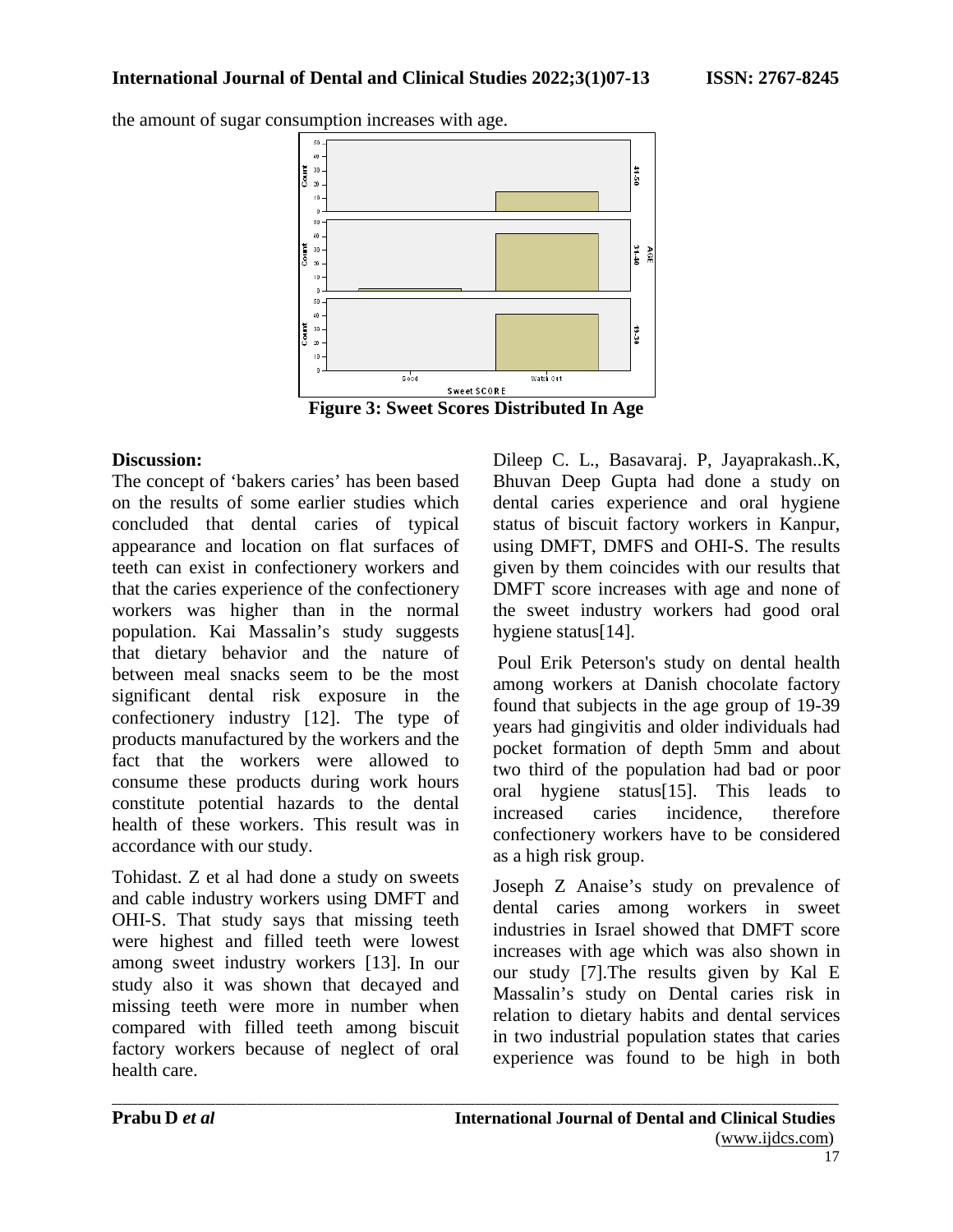the amount of sugar consumption increases with age.

Figure 3: Sweet Scores Distributed In Age

**Discussion:**

The concept of 'bakers caries' has been based on the results of some earlier studies which concluded that dental caries of typical appearance and location on flat surfaces of teeth can exist in confectionery workers and that the caries experience of the confectionery workers was higher than in the normal population. Kai Massalin's study suggests that dietary behavior and the nature of between meal snacks seem to be the most significant dental risk exposure in the confectionery industry [12]. The type of products manufactured by the workers and the fact that the workers were allowed to consume these products during work hours constitute potential hazards to the dental health of these workers. This result was in accordance with our study.

Tohidast. Z et al had done a study on sweets and cable industry workers using DMFT and OHI-S. That study says that missing teeth were highest and filled teeth were lowest among sweet industry workers [13]. In our study also it was shown that decayed and missing teeth were more in number when compared with filled teeth among biscuit factory workers because of neglect of oral health care.

Dileep C. L., Basavaraj. P, Jayaprakash..K, Bhuvan Deep Gupta had done a study on dental caries experience and oral hygiene status of biscuit factory workers in Kanpur, using DMFT, DMFS and OHI-S. The results given by them coincides with our results that DMFT score increases with age and none of the sweet industry workers had good oral hygiene status[14].

Poul Erik Peterson's study on dental health among workers at Danish chocolate factory found that subjects in the age group of 19-39 years had gingivitis and older individuals had pocket formation of depth 5mm and about two third of the population had bad or poor oral hygiene status[15]. This leads to increased caries incidence, therefore confectionery workers have to be considered as a high risk group.

Joseph Z Anaise's study on prevalence of dental caries among workers in sweet industries in Israel showed that DMFT score increases with age which was also shown in our study [7].The results given by Kal E Massalin's study on Dental caries risk in relation to dietary habits and dental services in two industrial population states that caries experience was found to be high in both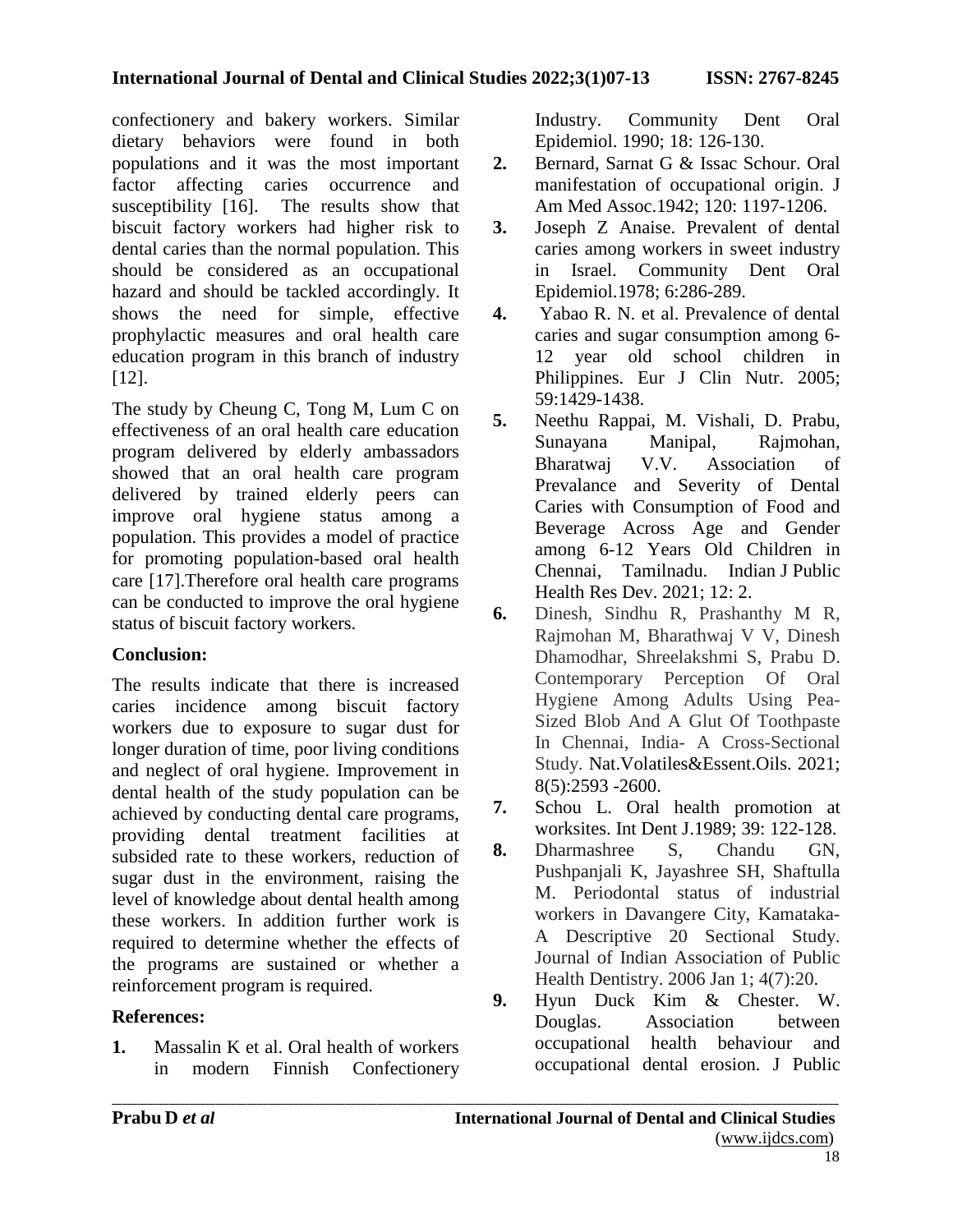confectionery and bakery workers. Similar dietary behaviors were found in both populations and it was the most important factor affecting caries occurrence and susceptibility [16]. The results show that biscuit factory workers had higher risk to dental caries than the normal population. This should be considered as an occupational hazard and should be tackled accordingly. It shows the need for simple, effective prophylactic measures and oral health care education program in this branch of industry [12].

The study by Cheung C, Tong M, Lum C on effectiveness of an oral health care education program delivered by elderly ambassadors showed that an oral health care program delivered by trained elderly peers can improve oral hygiene status among a population. This provides a model of practice for promoting population-based oral health care [17].Therefore oral health care programs can be conducted to improve the oral hygiene status of biscuit factory workers.

## Conclusion:

The results indicate that there is increased caries incidence among biscuit factory workers due to exposure to sugar dust for longer duration of time, poor living conditions and neglect of oral hygiene. Improvement in dental health of the study population can be achieved by conducting dental care programs, providing dental treatment facilities at subsided rate to these workers, reduction of sugar dust in the environment, raising the level of knowledge about dental health among these workers. In addition further work is required to determine whether the effects of the programs are sustained or whether a reinforcement program is required.

## References:

1. Massalin K et al. Oral health of workers in modern Finnish Confectionery Industry. Community Dent Oral Epidemiol. 1990; 18: 126-130.
2. Bernard, Sarnat G & Issac Schour. Oral manifestation of occupational origin. J Am Med Assoc.1942; 120: 1197-1206.
3. Joseph Z Anaise. Prevalent of dental caries among workers in sweet industry in Israel. Community Dent Oral Epidemiol.1978; 6:286-289.
4. Yabao R. N. et al. Prevalence of dental caries and sugar consumption among 6-12 year old school children in Philippines. Eur J Clin Nutr. 2005; 59:1429-1438.
5. Neethu Rappai, M. Vishali, D. Prabu, Sunayana Manipal, Rajmohan, Bharatwaj V.V. Association of Prevalance and Severity of Dental Caries with Consumption of Food and Beverage Across Age and Gender among 6-12 Years Old Children in Chennai, Tamilnadu. Indian J Public Health Res Dev. 2021; 12: 2.
6. Dinesh, Sindhu R, Prashanthy M R, Rajmohan M, Bharathwaj V V, Dinesh Dhamodhar, Shreelakshmi S, Prabu D. Contemporary Perception Of Oral Hygiene Among Adults Using Pea-Sized Blob And A Glut Of Toothpaste In Chennai, India- A Cross-Sectional Study. Nat.Volatiles&Essent.Oils. 2021; 8(5):2593 -2600.
7. Schou L. Oral health promotion at worksites. Int Dent J.1989; 39: 122-128.
8. Dharmashree S, Chandu GN, Pushpanjali K, Jayashree SH, Shaftulla M. Periodontal status of industrial workers in Davangere City, Kamataka- A Descriptive 20 Sectional Study. Journal of Indian Association of Public Health Dentistry. 2006 Jan 1; 4(7):20.
9. Hyun Duck Kim & Chester. W. Douglas. Association between occupational health behaviour and occupational dental erosion. J Public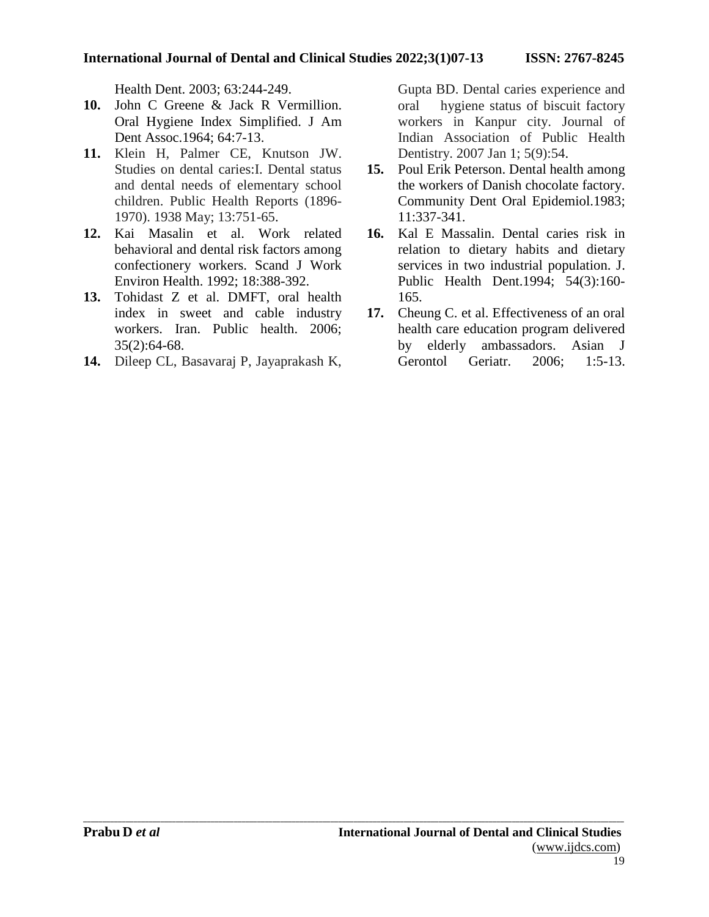Health Dent. 2003; 63:244-249.

10. John C Greene & Jack R Vermillion. Oral Hygiene Index Simplified. J Am Dent Assoc.1964; 64:7-13.
11. Klein H, Palmer CE, Knutson JW. Studies on dental caries:I. Dental status and dental needs of elementary school children. Public Health Reports (1896-1970). 1938 May; 13:751-65.
12. Kai Masalin et al. Work related behavioral and dental risk factors among confectionery workers. Scand J Work Environ Health. 1992; 18:388-392.
13. Tohidast Z et al. DMFT, oral health index in sweet and cable industry workers. Iran. Public health. 2006; 35(2):64-68.
14. Dileep CL, Basavaraj P, Jayaprakash K, Gupta BD. Dental caries experience and oral hygiene status of biscuit factory workers in Kanpur city. Journal of Indian Association of Public Health Dentistry. 2007 Jan 1; 5(9):54.
15. Poul Erik Peterson. Dental health among the workers of Danish chocolate factory. Community Dent Oral Epidemiol.1983; 11:337-341.
16. Kal E Massalin. Dental caries risk in relation to dietary habits and dietary services in two industrial population. J. Public Health Dent.1994; 54(3):160-165.
17. Cheung C. et al. Effectiveness of an oral health care education program delivered by elderly ambassadors. Asian J Gerontol Geriatr. 2006; 1:5-13.